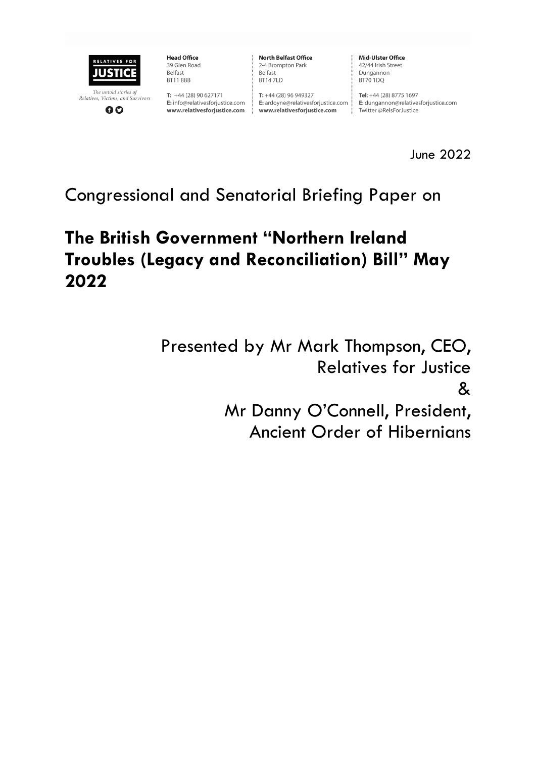**Head Office**
39 Glen Road
Belfast
BT11 8BB

T: +44 (28) 90 627171
E: info@relativesforjustice.com
www.relativesforjustice.com

**North Belfast Office**
2-4 Brompton Park
Belfast
BT14 7LD

T: +44 (28) 96 949327
E: ardoyne@relativesforjustice.com
www.relativesforjustice.com

**Mid-Ulster Office**
42/44 Irish Street
Dungannon
BT70 1DQ

Tel: +44 (28) 8775 1697
E: dungannon@relativesforjustice.com
Twitter @RelsForJustice

RELATIVES FOR JUSTICE

*The untold stories of Relatives, Victims, and Survivors*

June 2022

Congressional and Senatorial Briefing Paper on

# The British Government "Northern Ireland Troubles (Legacy and Reconciliation) Bill" May 2022

Presented by Mr Mark Thompson, CEO,
Relatives for Justice
&
Mr Danny O'Connell, President,
Ancient Order of Hibernians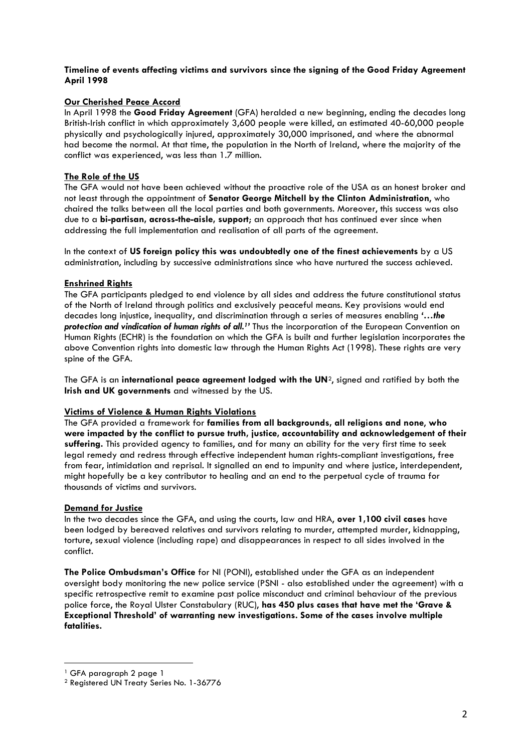**Timeline of events affecting victims and survivors since the signing of the Good Friday Agreement April 1998**

**Our Cherished Peace Accord**

In April 1998 the **Good Friday Agreement** (GFA) heralded a new beginning, ending the decades long British-Irish conflict in which approximately 3,600 people were killed, an estimated 40-60,000 people physically and psychologically injured, approximately 30,000 imprisoned, and where the abnormal had become the normal. At that time, the population in the North of Ireland, where the majority of the conflict was experienced, was less than 1.7 million.

**The Role of the US**

The GFA would not have been achieved without the proactive role of the USA as an honest broker and not least through the appointment of **Senator George Mitchell by the Clinton Administration**, who chaired the talks between all the local parties and both governments. Moreover, this success was also due to a **bi-partisan, across-the-aisle, support**; an approach that has continued ever since when addressing the full implementation and realisation of all parts of the agreement.

In the context of **US foreign policy this was undoubtedly one of the finest achievements** by a US administration, including by successive administrations since who have nurtured the success achieved.

**Enshrined Rights**

The GFA participants pledged to end violence by all sides and address the future constitutional status of the North of Ireland through politics and exclusively peaceful means. Key provisions would end decades long injustice, inequality, and discrimination through a series of measures enabling **'…*the protection and vindication of human rights of all.*[1]'** Thus the incorporation of the European Convention on Human Rights (ECHR) is the foundation on which the GFA is built and further legislation incorporates the above Convention rights into domestic law through the Human Rights Act (1998). These rights are very spine of the GFA.

The GFA is an **international peace agreement lodged with the UN**[2], signed and ratified by both the **Irish and UK governments** and witnessed by the US.

**Victims of Violence & Human Rights Violations**

The GFA provided a framework for **families from all backgrounds, all religions and none, who were impacted by the conflict to pursue truth, justice, accountability and acknowledgement of their suffering.** This provided agency to families, and for many an ability for the very first time to seek legal remedy and redress through effective independent human rights-compliant investigations, free from fear, intimidation and reprisal. It signalled an end to impunity and where justice, interdependent, might hopefully be a key contributor to healing and an end to the perpetual cycle of trauma for thousands of victims and survivors.

**Demand for Justice**

In the two decades since the GFA, and using the courts, law and HRA, **over 1,100 civil cases** have been lodged by bereaved relatives and survivors relating to murder, attempted murder, kidnapping, torture, sexual violence (including rape) and disappearances in respect to all sides involved in the conflict.

**The Police Ombudsman's Office** for NI (PONI), established under the GFA as an independent oversight body monitoring the new police service (PSNI - also established under the agreement) with a specific retrospective remit to examine past police misconduct and criminal behaviour of the previous police force, the Royal Ulster Constabulary (RUC), **has 450 plus cases that have met the 'Grave & Exceptional Threshold' of warranting new investigations. Some of the cases involve multiple fatalities.**

---

[1] GFA paragraph 2 page 1

[2] Registered UN Treaty Series No. 1-36776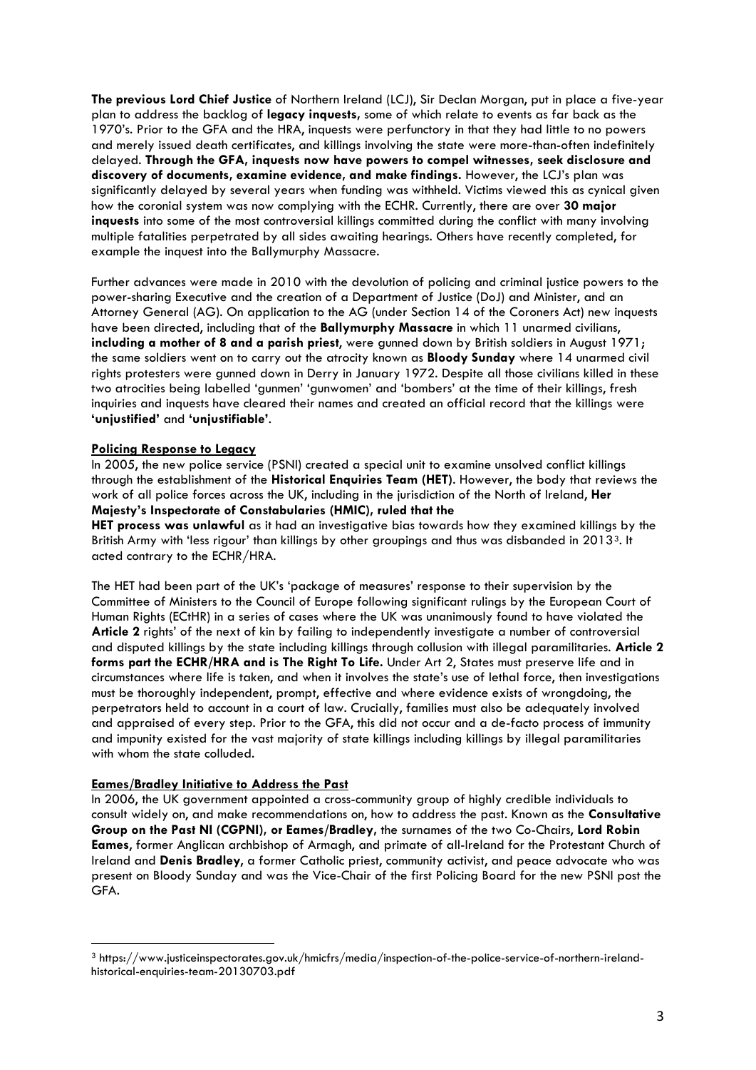**The previous Lord Chief Justice** of Northern Ireland (LCJ), Sir Declan Morgan, put in place a five-year plan to address the backlog of **legacy inquests,** some of which relate to events as far back as the 1970's. Prior to the GFA and the HRA, inquests were perfunctory in that they had little to no powers and merely issued death certificates, and killings involving the state were more-than-often indefinitely delayed. **Through the GFA, inquests now have powers to compel witnesses, seek disclosure and discovery of documents, examine evidence, and make findings.** However, the LCJ's plan was significantly delayed by several years when funding was withheld. Victims viewed this as cynical given how the coronial system was now complying with the ECHR. Currently, there are over **30 major inquests** into some of the most controversial killings committed during the conflict with many involving multiple fatalities perpetrated by all sides awaiting hearings. Others have recently completed, for example the inquest into the Ballymurphy Massacre.

Further advances were made in 2010 with the devolution of policing and criminal justice powers to the power-sharing Executive and the creation of a Department of Justice (DoJ) and Minister, and an Attorney General (AG). On application to the AG (under Section 14 of the Coroners Act) new inquests have been directed, including that of the **Ballymurphy Massacre** in which 11 unarmed civilians, **including a mother of 8 and a parish priest**, were gunned down by British soldiers in August 1971; the same soldiers went on to carry out the atrocity known as **Bloody Sunday** where 14 unarmed civil rights protesters were gunned down in Derry in January 1972. Despite all those civilians killed in these two atrocities being labelled 'gunmen' 'gunwomen' and 'bombers' at the time of their killings, fresh inquiries and inquests have cleared their names and created an official record that the killings were **'unjustified'** and **'unjustifiable'**.

## Policing Response to Legacy

In 2005, the new police service (PSNI) created a special unit to examine unsolved conflict killings through the establishment of the **Historical Enquiries Team (HET)**. However, the body that reviews the work of all police forces across the UK, including in the jurisdiction of the North of Ireland, **Her Majesty's Inspectorate of Constabularies (HMIC), ruled that the HET process was unlawful** as it had an investigative bias towards how they examined killings by the British Army with 'less rigour' than killings by other groupings and thus was disbanded in 2013[3]. It acted contrary to the ECHR/HRA.

The HET had been part of the UK's 'package of measures' response to their supervision by the Committee of Ministers to the Council of Europe following significant rulings by the European Court of Human Rights (ECtHR) in a series of cases where the UK was unanimously found to have violated the **Article 2** rights' of the next of kin by failing to independently investigate a number of controversial and disputed killings by the state including killings through collusion with illegal paramilitaries. **Article 2 forms part the ECHR/HRA and is The Right To Life.** Under Art 2, States must preserve life and in circumstances where life is taken, and when it involves the state's use of lethal force, then investigations must be thoroughly independent, prompt, effective and where evidence exists of wrongdoing, the perpetrators held to account in a court of law. Crucially, families must also be adequately involved and appraised of every step. Prior to the GFA, this did not occur and a de-facto process of immunity and impunity existed for the vast majority of state killings including killings by illegal paramilitaries with whom the state colluded.

## Eames/Bradley Initiative to Address the Past

In 2006, the UK government appointed a cross-community group of highly credible individuals to consult widely on, and make recommendations on, how to address the past. Known as the **Consultative Group on the Past NI (CGPNI), or Eames/Bradley**, the surnames of the two Co-Chairs, **Lord Robin Eames**, former Anglican archbishop of Armagh, and primate of all-Ireland for the Protestant Church of Ireland and **Denis Bradley**, a former Catholic priest, community activist, and peace advocate who was present on Bloody Sunday and was the Vice-Chair of the first Policing Board for the new PSNI post the GFA.

---

[3] https://www.justiceinspectorates.gov.uk/hmicfrs/media/inspection-of-the-police-service-of-northern-ireland-historical-enquiries-team-20130703.pdf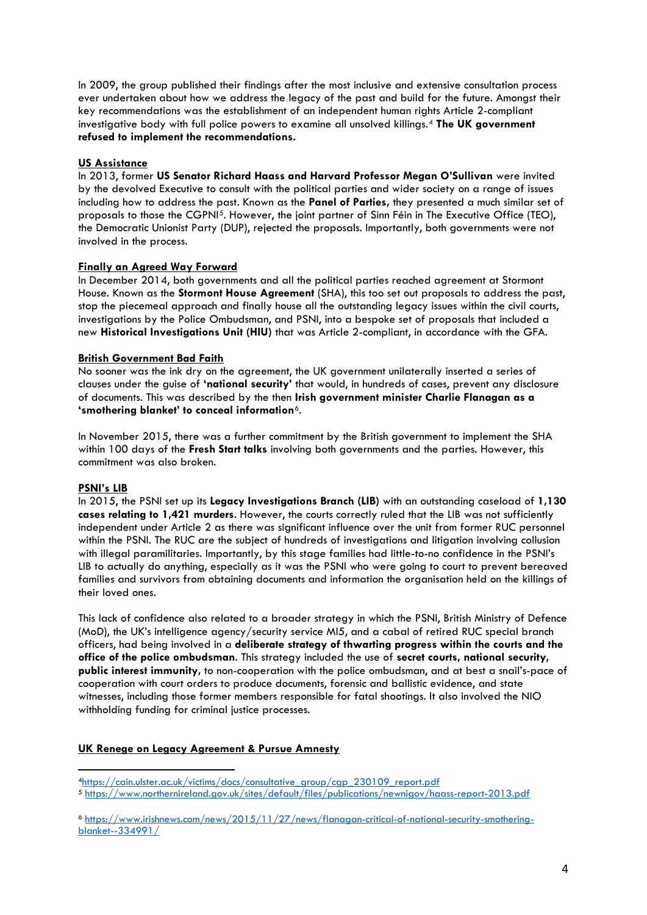In 2009, the group published their findings after the most inclusive and extensive consultation process ever undertaken about how we address the legacy of the past and build for the future. Amongst their key recommendations was the establishment of an independent human rights Article 2-compliant investigative body with full police powers to examine all unsolved killings.[4] **The UK government refused to implement the recommendations.**

**US Assistance**

In 2013, former **US Senator Richard Haass and Harvard Professor Megan O'Sullivan** were invited by the devolved Executive to consult with the political parties and wider society on a range of issues including how to address the past. Known as the **Panel of Parties**, they presented a much similar set of proposals to those the CGPNI[5]. However, the joint partner of Sinn Féin in The Executive Office (TEO), the Democratic Unionist Party (DUP), rejected the proposals. Importantly, both governments were not involved in the process.

**Finally an Agreed Way Forward**

In December 2014, both governments and all the political parties reached agreement at Stormont House. Known as the **Stormont House Agreement** (SHA), this too set out proposals to address the past, stop the piecemeal approach and finally house all the outstanding legacy issues within the civil courts, investigations by the Police Ombudsman, and PSNI, into a bespoke set of proposals that included a new **Historical Investigations Unit (HIU)** that was Article 2-compliant, in accordance with the GFA.

**British Government Bad Faith**

No sooner was the ink dry on the agreement, the UK government unilaterally inserted a series of clauses under the guise of **'national security'** that would, in hundreds of cases, prevent any disclosure of documents. This was described by the then **Irish government minister Charlie Flanagan as a 'smothering blanket' to conceal information**[6].

In November 2015, there was a further commitment by the British government to implement the SHA within 100 days of the **Fresh Start talks** involving both governments and the parties. However, this commitment was also broken.

**PSNI's LIB**

In 2015, the PSNI set up its **Legacy Investigations Branch (LIB)** with an outstanding caseload of **1,130 cases relating to 1,421 murders**. However, the courts correctly ruled that the LIB was not sufficiently independent under Article 2 as there was significant influence over the unit from former RUC personnel within the PSNI. The RUC are the subject of hundreds of investigations and litigation involving collusion with illegal paramilitaries. Importantly, by this stage families had little-to-no confidence in the PSNI's LIB to actually do anything, especially as it was the PSNI who were going to court to prevent bereaved families and survivors from obtaining documents and information the organisation held on the killings of their loved ones.

This lack of confidence also related to a broader strategy in which the PSNI, British Ministry of Defence (MoD), the UK's intelligence agency/security service MI5, and a cabal of retired RUC special branch officers, had being involved in a **deliberate strategy of thwarting progress within the courts and the office of the police ombudsman**. This strategy included the use of **secret courts, national security, public interest immunity**, to non-cooperation with the police ombudsman, and at best a snail's-pace of cooperation with court orders to produce documents, forensic and ballistic evidence, and state witnesses, including those former members responsible for fatal shootings. It also involved the NIO withholding funding for criminal justice processes.

**UK Renege on Legacy Agreement & Pursue Amnesty**

---

[4] https://cain.ulster.ac.uk/victims/docs/consultative_group/cgp_230109_report.pdf

[5] https://www.northernireland.gov.uk/sites/default/files/publications/newnigov/haass-report-2013.pdf

[6] https://www.irishnews.com/news/2015/11/27/news/flanagan-critical-of-national-security-smothering-blanket--334991/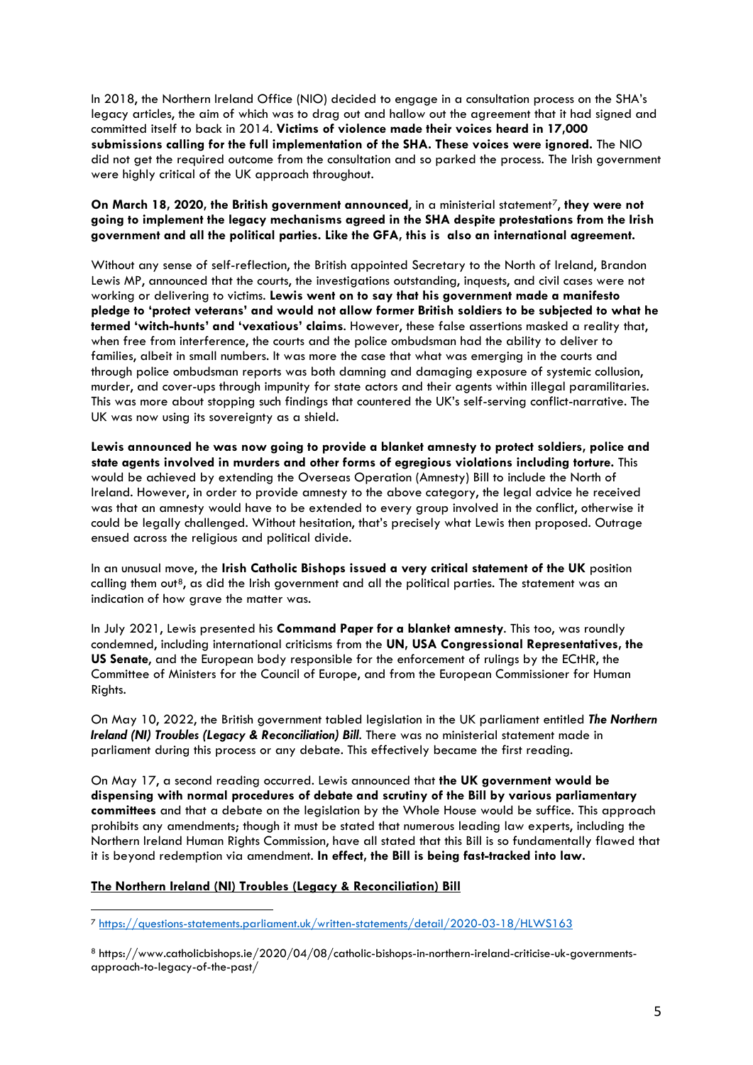In 2018, the Northern Ireland Office (NIO) decided to engage in a consultation process on the SHA's legacy articles, the aim of which was to drag out and hallow out the agreement that it had signed and committed itself to back in 2014. **Victims of violence made their voices heard in 17,000 submissions calling for the full implementation of the SHA. These voices were ignored.** The NIO did not get the required outcome from the consultation and so parked the process. The Irish government were highly critical of the UK approach throughout.

**On March 18, 2020, the British government announced**, in a ministerial statement[7], **they were not going to implement the legacy mechanisms agreed in the SHA despite protestations from the Irish government and all the political parties. Like the GFA, this is also an international agreement.**

Without any sense of self-reflection, the British appointed Secretary to the North of Ireland, Brandon Lewis MP, announced that the courts, the investigations outstanding, inquests, and civil cases were not working or delivering to victims. **Lewis went on to say that his government made a manifesto pledge to 'protect veterans' and would not allow former British soldiers to be subjected to what he termed 'witch-hunts' and 'vexatious' claims**. However, these false assertions masked a reality that, when free from interference, the courts and the police ombudsman had the ability to deliver to families, albeit in small numbers. It was more the case that what was emerging in the courts and through police ombudsman reports was both damning and damaging exposure of systemic collusion, murder, and cover-ups through impunity for state actors and their agents within illegal paramilitaries. This was more about stopping such findings that countered the UK's self-serving conflict-narrative. The UK was now using its sovereignty as a shield.

**Lewis announced he was now going to provide a blanket amnesty to protect soldiers, police and state agents involved in murders and other forms of egregious violations including torture.** This would be achieved by extending the Overseas Operation (Amnesty) Bill to include the North of Ireland. However, in order to provide amnesty to the above category, the legal advice he received was that an amnesty would have to be extended to every group involved in the conflict, otherwise it could be legally challenged. Without hesitation, that's precisely what Lewis then proposed. Outrage ensued across the religious and political divide.

In an unusual move, the **Irish Catholic Bishops issued a very critical statement of the UK** position calling them out[8], as did the Irish government and all the political parties. The statement was an indication of how grave the matter was.

In July 2021, Lewis presented his **Command Paper for a blanket amnesty**. This too, was roundly condemned, including international criticisms from the **UN, USA Congressional Representatives, the US Senate**, and the European body responsible for the enforcement of rulings by the ECtHR, the Committee of Ministers for the Council of Europe, and from the European Commissioner for Human Rights.

On May 10, 2022, the British government tabled legislation in the UK parliament entitled ***The Northern Ireland (NI) Troubles (Legacy & Reconciliation) Bill***. There was no ministerial statement made in parliament during this process or any debate. This effectively became the first reading.

On May 17, a second reading occurred. Lewis announced that **the UK government would be dispensing with normal procedures of debate and scrutiny of the Bill by various parliamentary committees** and that a debate on the legislation by the Whole House would be suffice. This approach prohibits any amendments; though it must be stated that numerous leading law experts, including the Northern Ireland Human Rights Commission, have all stated that this Bill is so fundamentally flawed that it is beyond redemption via amendment. **In effect, the Bill is being fast-tracked into law.**

**The Northern Ireland (NI) Troubles (Legacy & Reconciliation) Bill**

---

[7] https://questions-statements.parliament.uk/written-statements/detail/2020-03-18/HLWS163

[8] https://www.catholicbishops.ie/2020/04/08/catholic-bishops-in-northern-ireland-criticise-uk-governments-approach-to-legacy-of-the-past/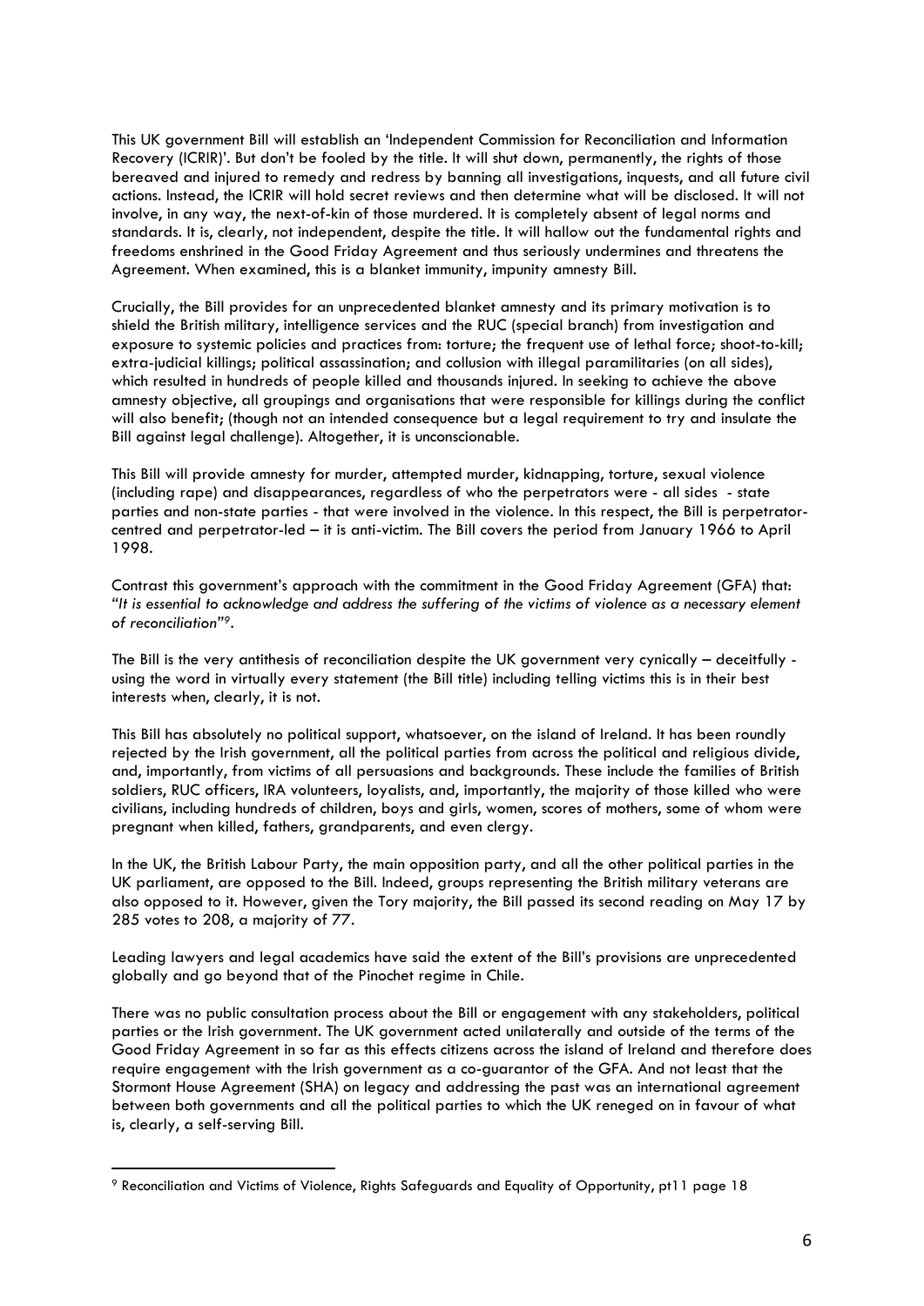This UK government Bill will establish an 'Independent Commission for Reconciliation and Information Recovery (ICRIR)'. But don't be fooled by the title. It will shut down, permanently, the rights of those bereaved and injured to remedy and redress by banning all investigations, inquests, and all future civil actions. Instead, the ICRIR will hold secret reviews and then determine what will be disclosed. It will not involve, in any way, the next-of-kin of those murdered. It is completely absent of legal norms and standards. It is, clearly, not independent, despite the title. It will hallow out the fundamental rights and freedoms enshrined in the Good Friday Agreement and thus seriously undermines and threatens the Agreement. When examined, this is a blanket immunity, impunity amnesty Bill.

Crucially, the Bill provides for an unprecedented blanket amnesty and its primary motivation is to shield the British military, intelligence services and the RUC (special branch) from investigation and exposure to systemic policies and practices from: torture; the frequent use of lethal force; shoot-to-kill; extra-judicial killings; political assassination; and collusion with illegal paramilitaries (on all sides), which resulted in hundreds of people killed and thousands injured. In seeking to achieve the above amnesty objective, all groupings and organisations that were responsible for killings during the conflict will also benefit; (though not an intended consequence but a legal requirement to try and insulate the Bill against legal challenge). Altogether, it is unconscionable.

This Bill will provide amnesty for murder, attempted murder, kidnapping, torture, sexual violence (including rape) and disappearances, regardless of who the perpetrators were - all sides - state parties and non-state parties - that were involved in the violence. In this respect, the Bill is perpetrator-centred and perpetrator-led – it is anti-victim. The Bill covers the period from January 1966 to April 1998.

Contrast this government's approach with the commitment in the Good Friday Agreement (GFA) that: "*It is essential to acknowledge and address the suffering of the victims of violence as a necessary element of reconciliation*"[9].

The Bill is the very antithesis of reconciliation despite the UK government very cynically – deceitfully - using the word in virtually every statement (the Bill title) including telling victims this is in their best interests when, clearly, it is not.

This Bill has absolutely no political support, whatsoever, on the island of Ireland. It has been roundly rejected by the Irish government, all the political parties from across the political and religious divide, and, importantly, from victims of all persuasions and backgrounds. These include the families of British soldiers, RUC officers, IRA volunteers, loyalists, and, importantly, the majority of those killed who were civilians, including hundreds of children, boys and girls, women, scores of mothers, some of whom were pregnant when killed, fathers, grandparents, and even clergy.

In the UK, the British Labour Party, the main opposition party, and all the other political parties in the UK parliament, are opposed to the Bill. Indeed, groups representing the British military veterans are also opposed to it. However, given the Tory majority, the Bill passed its second reading on May 17 by 285 votes to 208, a majority of 77.

Leading lawyers and legal academics have said the extent of the Bill's provisions are unprecedented globally and go beyond that of the Pinochet regime in Chile.

There was no public consultation process about the Bill or engagement with any stakeholders, political parties or the Irish government. The UK government acted unilaterally and outside of the terms of the Good Friday Agreement in so far as this effects citizens across the island of Ireland and therefore does require engagement with the Irish government as a co-guarantor of the GFA. And not least that the Stormont House Agreement (SHA) on legacy and addressing the past was an international agreement between both governments and all the political parties to which the UK reneged on in favour of what is, clearly, a self-serving Bill.

---

[9] Reconciliation and Victims of Violence, Rights Safeguards and Equality of Opportunity, pt11 page 18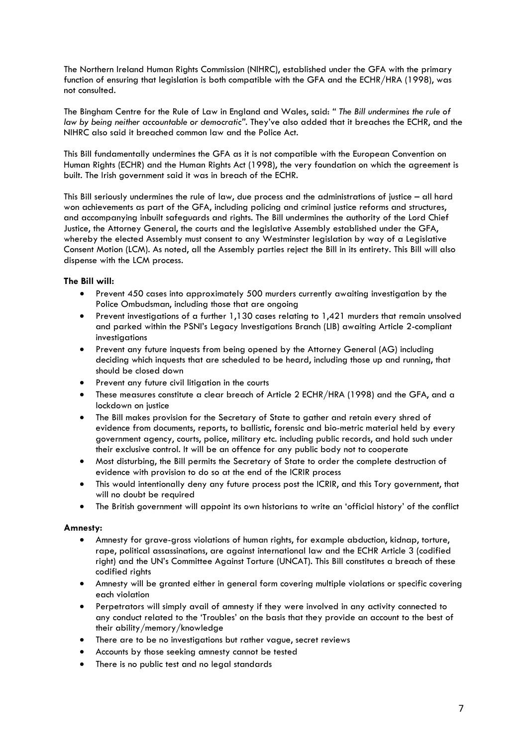The Northern Ireland Human Rights Commission (NIHRC), established under the GFA with the primary function of ensuring that legislation is both compatible with the GFA and the ECHR/HRA (1998), was not consulted.

The Bingham Centre for the Rule of Law in England and Wales, said: " *The Bill undermines the rule of law by being neither accountable or democratic"*. They've also added that it breaches the ECHR, and the NIHRC also said it breached common law and the Police Act.

This Bill fundamentally undermines the GFA as it is not compatible with the European Convention on Human Rights (ECHR) and the Human Rights Act (1998), the very foundation on which the agreement is built. The Irish government said it was in breach of the ECHR.

This Bill seriously undermines the rule of law, due process and the administrations of justice – all hard won achievements as part of the GFA, including policing and criminal justice reforms and structures, and accompanying inbuilt safeguards and rights. The Bill undermines the authority of the Lord Chief Justice, the Attorney General, the courts and the legislative Assembly established under the GFA, whereby the elected Assembly must consent to any Westminster legislation by way of a Legislative Consent Motion (LCM). As noted, all the Assembly parties reject the Bill in its entirety. This Bill will also dispense with the LCM process.

**The Bill will:**

- Prevent 450 cases into approximately 500 murders currently awaiting investigation by the Police Ombudsman, including those that are ongoing
- Prevent investigations of a further 1,130 cases relating to 1,421 murders that remain unsolved and parked within the PSNI's Legacy Investigations Branch (LIB) awaiting Article 2-compliant investigations
- Prevent any future inquests from being opened by the Attorney General (AG) including deciding which inquests that are scheduled to be heard, including those up and running, that should be closed down
- Prevent any future civil litigation in the courts
- These measures constitute a clear breach of Article 2 ECHR/HRA (1998) and the GFA, and a lockdown on justice
- The Bill makes provision for the Secretary of State to gather and retain every shred of evidence from documents, reports, to ballistic, forensic and bio-metric material held by every government agency, courts, police, military etc. including public records, and hold such under their exclusive control. It will be an offence for any public body not to cooperate
- Most disturbing, the Bill permits the Secretary of State to order the complete destruction of evidence with provision to do so at the end of the ICRIR process
- This would intentionally deny any future process post the ICRIR, and this Tory government, that will no doubt be required
- The British government will appoint its own historians to write an 'official history' of the conflict

**Amnesty:**

- Amnesty for grave-gross violations of human rights, for example abduction, kidnap, torture, rape, political assassinations, are against international law and the ECHR Article 3 (codified right) and the UN's Committee Against Torture (UNCAT). This Bill constitutes a breach of these codified rights
- Amnesty will be granted either in general form covering multiple violations or specific covering each violation
- Perpetrators will simply avail of amnesty if they were involved in any activity connected to any conduct related to the 'Troubles' on the basis that they provide an account to the best of their ability/memory/knowledge
- There are to be no investigations but rather vague, secret reviews
- Accounts by those seeking amnesty cannot be tested
- There is no public test and no legal standards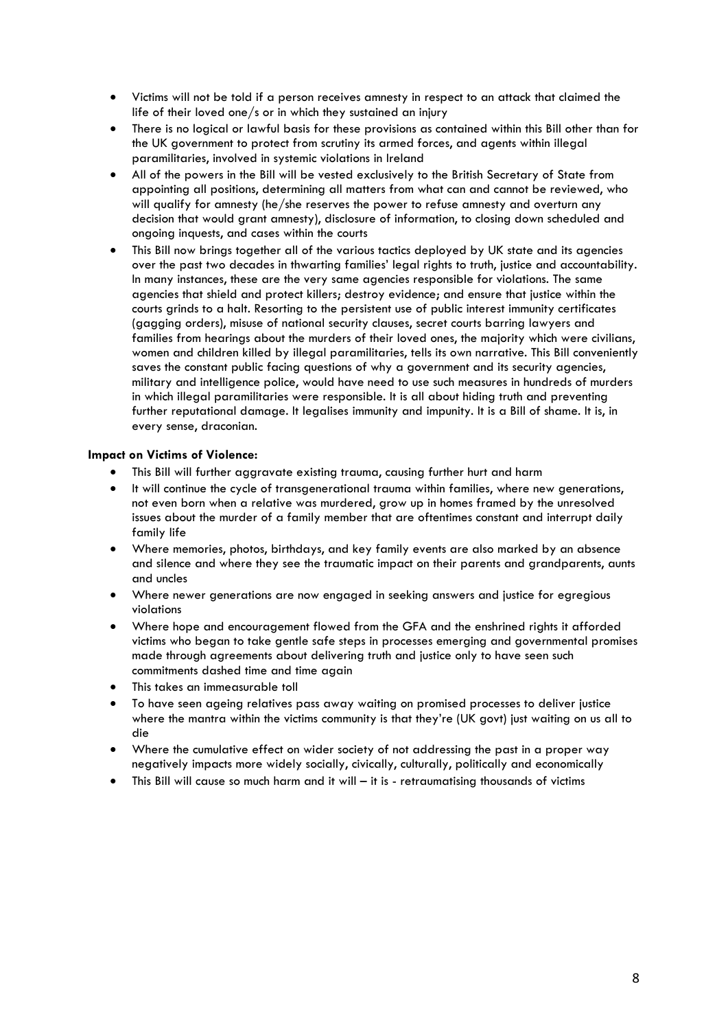- Victims will not be told if a person receives amnesty in respect to an attack that claimed the life of their loved one/s or in which they sustained an injury
- There is no logical or lawful basis for these provisions as contained within this Bill other than for the UK government to protect from scrutiny its armed forces, and agents within illegal paramilitaries, involved in systemic violations in Ireland
- All of the powers in the Bill will be vested exclusively to the British Secretary of State from appointing all positions, determining all matters from what can and cannot be reviewed, who will qualify for amnesty (he/she reserves the power to refuse amnesty and overturn any decision that would grant amnesty), disclosure of information, to closing down scheduled and ongoing inquests, and cases within the courts
- This Bill now brings together all of the various tactics deployed by UK state and its agencies over the past two decades in thwarting families' legal rights to truth, justice and accountability. In many instances, these are the very same agencies responsible for violations. The same agencies that shield and protect killers; destroy evidence; and ensure that justice within the courts grinds to a halt. Resorting to the persistent use of public interest immunity certificates (gagging orders), misuse of national security clauses, secret courts barring lawyers and families from hearings about the murders of their loved ones, the majority which were civilians, women and children killed by illegal paramilitaries, tells its own narrative. This Bill conveniently saves the constant public facing questions of why a government and its security agencies, military and intelligence police, would have need to use such measures in hundreds of murders in which illegal paramilitaries were responsible. It is all about hiding truth and preventing further reputational damage. It legalises immunity and impunity. It is a Bill of shame. It is, in every sense, draconian.

**Impact on Victims of Violence:**

- This Bill will further aggravate existing trauma, causing further hurt and harm
- It will continue the cycle of transgenerational trauma within families, where new generations, not even born when a relative was murdered, grow up in homes framed by the unresolved issues about the murder of a family member that are oftentimes constant and interrupt daily family life
- Where memories, photos, birthdays, and key family events are also marked by an absence and silence and where they see the traumatic impact on their parents and grandparents, aunts and uncles
- Where newer generations are now engaged in seeking answers and justice for egregious violations
- Where hope and encouragement flowed from the GFA and the enshrined rights it afforded victims who began to take gentle safe steps in processes emerging and governmental promises made through agreements about delivering truth and justice only to have seen such commitments dashed time and time again
- This takes an immeasurable toll
- To have seen ageing relatives pass away waiting on promised processes to deliver justice where the mantra within the victims community is that they're (UK govt) just waiting on us all to die
- Where the cumulative effect on wider society of not addressing the past in a proper way negatively impacts more widely socially, civically, culturally, politically and economically
- This Bill will cause so much harm and it will – it is - retraumatising thousands of victims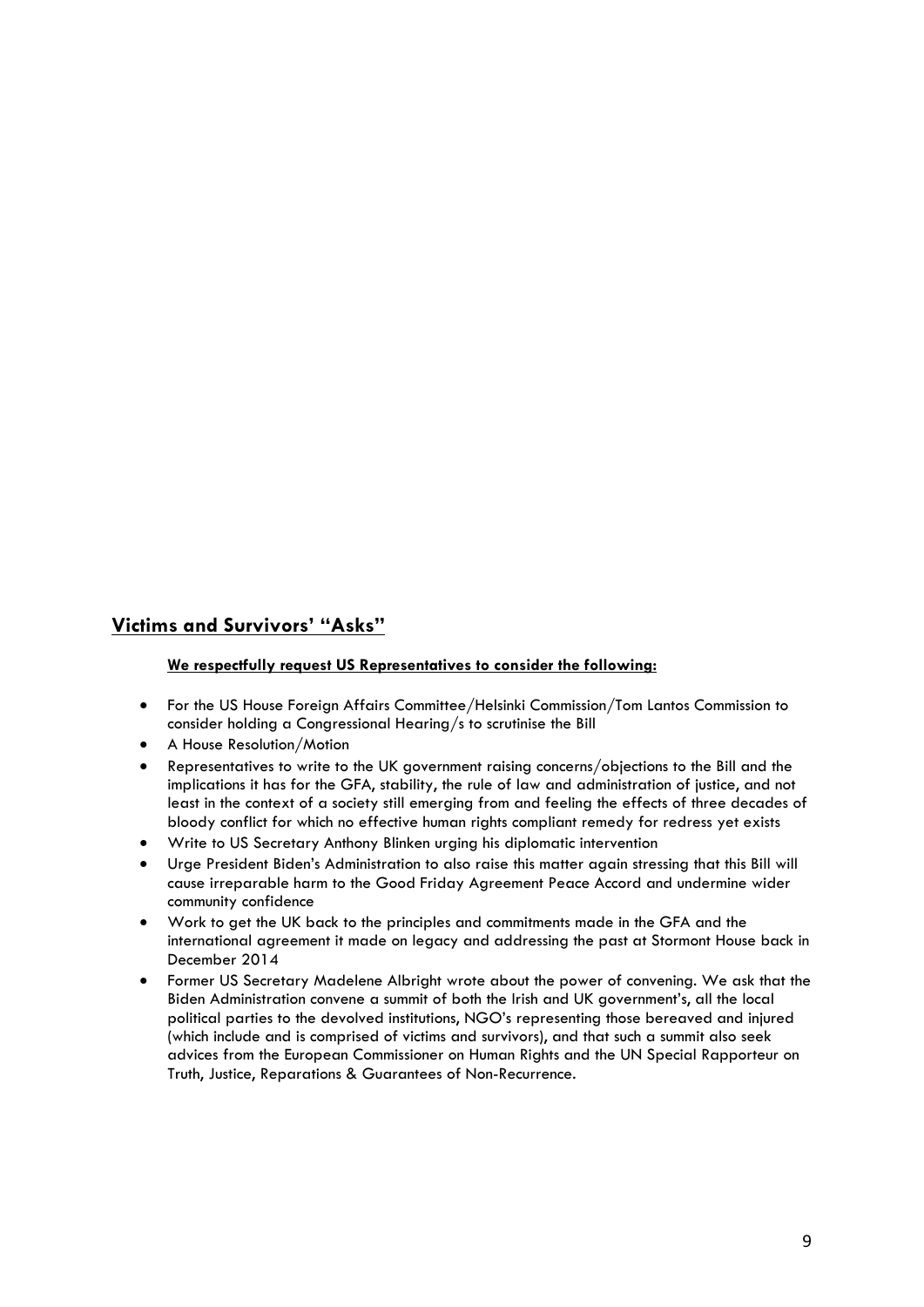## **Victims and Survivors' "Asks"**

**We respectfully request US Representatives to consider the following:**

- For the US House Foreign Affairs Committee/Helsinki Commission/Tom Lantos Commission to consider holding a Congressional Hearing/s to scrutinise the Bill
- A House Resolution/Motion
- Representatives to write to the UK government raising concerns/objections to the Bill and the implications it has for the GFA, stability, the rule of law and administration of justice, and not least in the context of a society still emerging from and feeling the effects of three decades of bloody conflict for which no effective human rights compliant remedy for redress yet exists
- Write to US Secretary Anthony Blinken urging his diplomatic intervention
- Urge President Biden's Administration to also raise this matter again stressing that this Bill will cause irreparable harm to the Good Friday Agreement Peace Accord and undermine wider community confidence
- Work to get the UK back to the principles and commitments made in the GFA and the international agreement it made on legacy and addressing the past at Stormont House back in December 2014
- Former US Secretary Madelene Albright wrote about the power of convening. We ask that the Biden Administration convene a summit of both the Irish and UK government's, all the local political parties to the devolved institutions, NGO's representing those bereaved and injured (which include and is comprised of victims and survivors), and that such a summit also seek advices from the European Commissioner on Human Rights and the UN Special Rapporteur on Truth, Justice, Reparations & Guarantees of Non-Recurrence.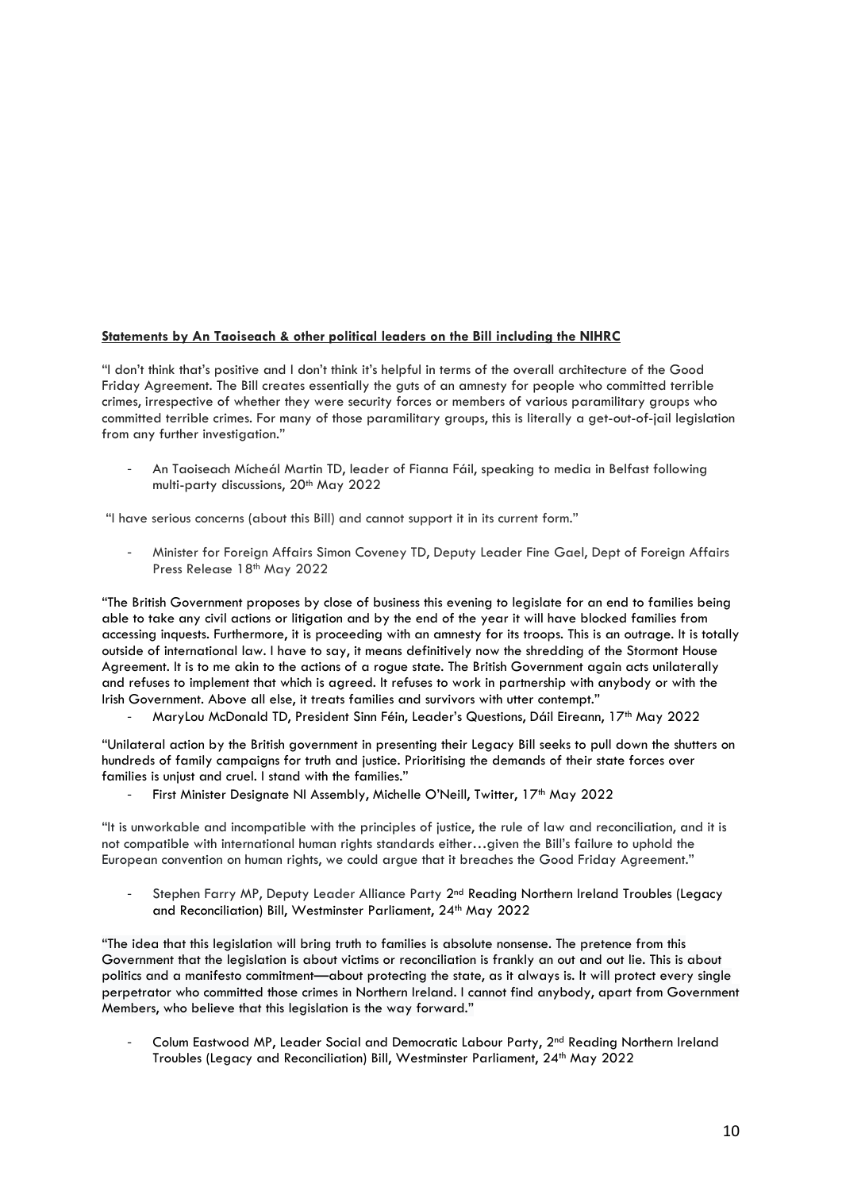**Statements by An Taoiseach & other political leaders on the Bill including the NIHRC**

"I don't think that's positive and I don't think it's helpful in terms of the overall architecture of the Good Friday Agreement. The Bill creates essentially the guts of an amnesty for people who committed terrible crimes, irrespective of whether they were security forces or members of various paramilitary groups who committed terrible crimes. For many of those paramilitary groups, this is literally a get-out-of-jail legislation from any further investigation."

- An Taoiseach Mícheál Martin TD, leader of Fianna Fáil, speaking to media in Belfast following multi-party discussions, 20th May 2022

"I have serious concerns (about this Bill) and cannot support it in its current form."

- Minister for Foreign Affairs Simon Coveney TD, Deputy Leader Fine Gael, Dept of Foreign Affairs Press Release 18th May 2022

"The British Government proposes by close of business this evening to legislate for an end to families being able to take any civil actions or litigation and by the end of the year it will have blocked families from accessing inquests. Furthermore, it is proceeding with an amnesty for its troops. This is an outrage. It is totally outside of international law. I have to say, it means definitively now the shredding of the Stormont House Agreement. It is to me akin to the actions of a rogue state. The British Government again acts unilaterally and refuses to implement that which is agreed. It refuses to work in partnership with anybody or with the Irish Government. Above all else, it treats families and survivors with utter contempt."

- MaryLou McDonald TD, President Sinn Féin, Leader's Questions, Dáil Eireann, 17th May 2022

"Unilateral action by the British government in presenting their Legacy Bill seeks to pull down the shutters on hundreds of family campaigns for truth and justice. Prioritising the demands of their state forces over families is unjust and cruel. I stand with the families."

- First Minister Designate NI Assembly, Michelle O'Neill, Twitter, 17th May 2022

"It is unworkable and incompatible with the principles of justice, the rule of law and reconciliation, and it is not compatible with international human rights standards either…given the Bill's failure to uphold the European convention on human rights, we could argue that it breaches the Good Friday Agreement."

- Stephen Farry MP, Deputy Leader Alliance Party 2nd Reading Northern Ireland Troubles (Legacy and Reconciliation) Bill, Westminster Parliament, 24th May 2022

"The idea that this legislation will bring truth to families is absolute nonsense. The pretence from this Government that the legislation is about victims or reconciliation is frankly an out and out lie. This is about politics and a manifesto commitment—about protecting the state, as it always is. It will protect every single perpetrator who committed those crimes in Northern Ireland. I cannot find anybody, apart from Government Members, who believe that this legislation is the way forward."

- Colum Eastwood MP, Leader Social and Democratic Labour Party, 2nd Reading Northern Ireland Troubles (Legacy and Reconciliation) Bill, Westminster Parliament, 24th May 2022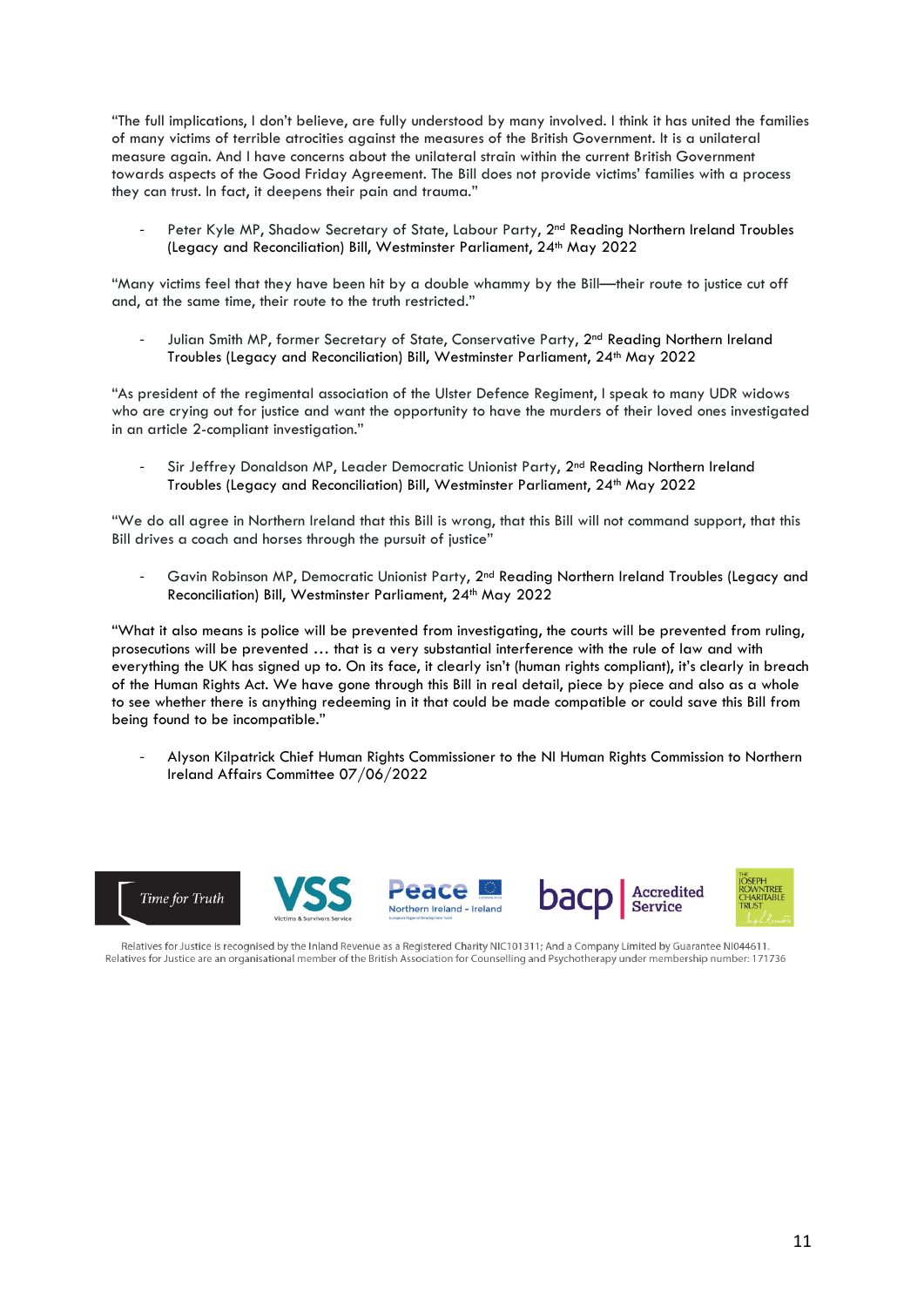"The full implications, I don't believe, are fully understood by many involved. I think it has united the families of many victims of terrible atrocities against the measures of the British Government. It is a unilateral measure again. And I have concerns about the unilateral strain within the current British Government towards aspects of the Good Friday Agreement. The Bill does not provide victims' families with a process they can trust. In fact, it deepens their pain and trauma."

- Peter Kyle MP, Shadow Secretary of State, Labour Party, 2nd Reading Northern Ireland Troubles (Legacy and Reconciliation) Bill, Westminster Parliament, 24th May 2022

"Many victims feel that they have been hit by a double whammy by the Bill—their route to justice cut off and, at the same time, their route to the truth restricted."

- Julian Smith MP, former Secretary of State, Conservative Party, 2nd Reading Northern Ireland Troubles (Legacy and Reconciliation) Bill, Westminster Parliament, 24th May 2022

"As president of the regimental association of the Ulster Defence Regiment, I speak to many UDR widows who are crying out for justice and want the opportunity to have the murders of their loved ones investigated in an article 2-compliant investigation."

- Sir Jeffrey Donaldson MP, Leader Democratic Unionist Party, 2nd Reading Northern Ireland Troubles (Legacy and Reconciliation) Bill, Westminster Parliament, 24th May 2022

"We do all agree in Northern Ireland that this Bill is wrong, that this Bill will not command support, that this Bill drives a coach and horses through the pursuit of justice"

- Gavin Robinson MP, Democratic Unionist Party, 2nd Reading Northern Ireland Troubles (Legacy and Reconciliation) Bill, Westminster Parliament, 24th May 2022

"What it also means is police will be prevented from investigating, the courts will be prevented from ruling, prosecutions will be prevented … that is a very substantial interference with the rule of law and with everything the UK has signed up to. On its face, it clearly isn't (human rights compliant), it's clearly in breach of the Human Rights Act. We have gone through this Bill in real detail, piece by piece and also as a whole to see whether there is anything redeeming in it that could be made compatible or could save this Bill from being found to be incompatible."

- Alyson Kilpatrick Chief Human Rights Commissioner to the NI Human Rights Commission to Northern Ireland Affairs Committee 07/06/2022

Relatives for Justice is recognised by the Inland Revenue as a Registered Charity NIC101311; And a Company Limited by Guarantee NI044611. Relatives for Justice are an organisational member of the British Association for Counselling and Psychotherapy under membership number: 171736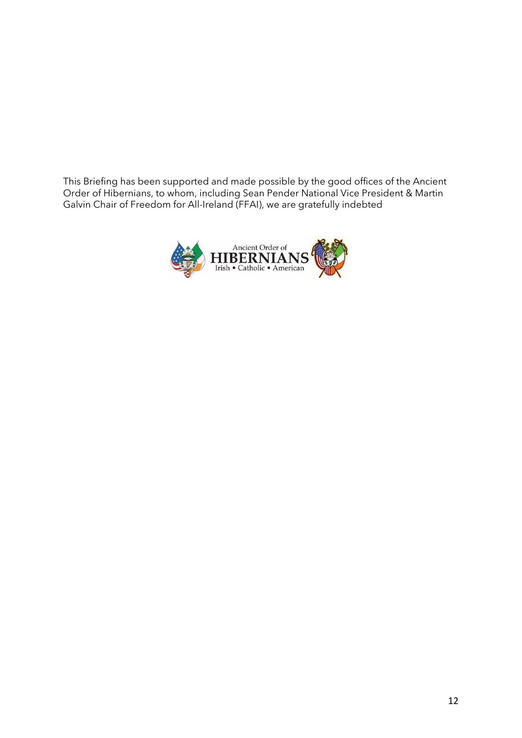This Briefing has been supported and made possible by the good offices of the Ancient Order of Hibernians, to whom, including Sean Pender National Vice President & Martin Galvin Chair of Freedom for All-Ireland (FFAI), we are gratefully indebted

Ancient Order of
HIBERNIANS
Irish • Catholic • American